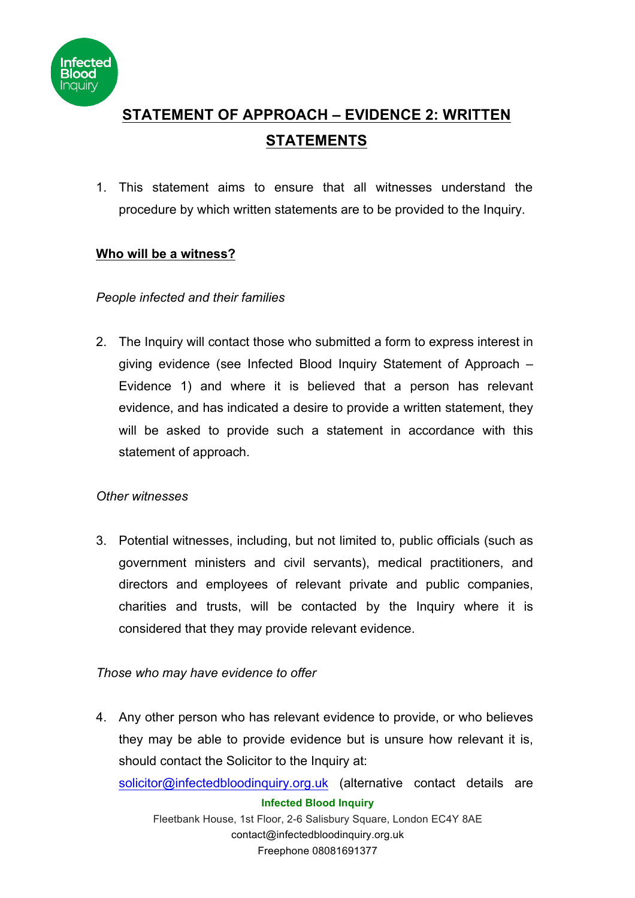# STATEMENT OF APPROACH – EVIDENCE 2: WRITTEN STATEMENTS

1. This statement aims to ensure that all witnesses understand the procedure by which written statements are to be provided to the Inquiry.

## Who will be a witness?

*People infected and their families*

2. The Inquiry will contact those who submitted a form to express interest in giving evidence (see Infected Blood Inquiry Statement of Approach – Evidence 1) and where it is believed that a person has relevant evidence, and has indicated a desire to provide a written statement, they will be asked to provide such a statement in accordance with this statement of approach.

*Other witnesses*

3. Potential witnesses, including, but not limited to, public officials (such as government ministers and civil servants), medical practitioners, and directors and employees of relevant private and public companies, charities and trusts, will be contacted by the Inquiry where it is considered that they may provide relevant evidence.

*Those who may have evidence to offer*

4. Any other person who has relevant evidence to provide, or who believes they may be able to provide evidence but is unsure how relevant it is, should contact the Solicitor to the Inquiry at: solicitor@infectedbloodinquiry.org.uk (alternative contact details are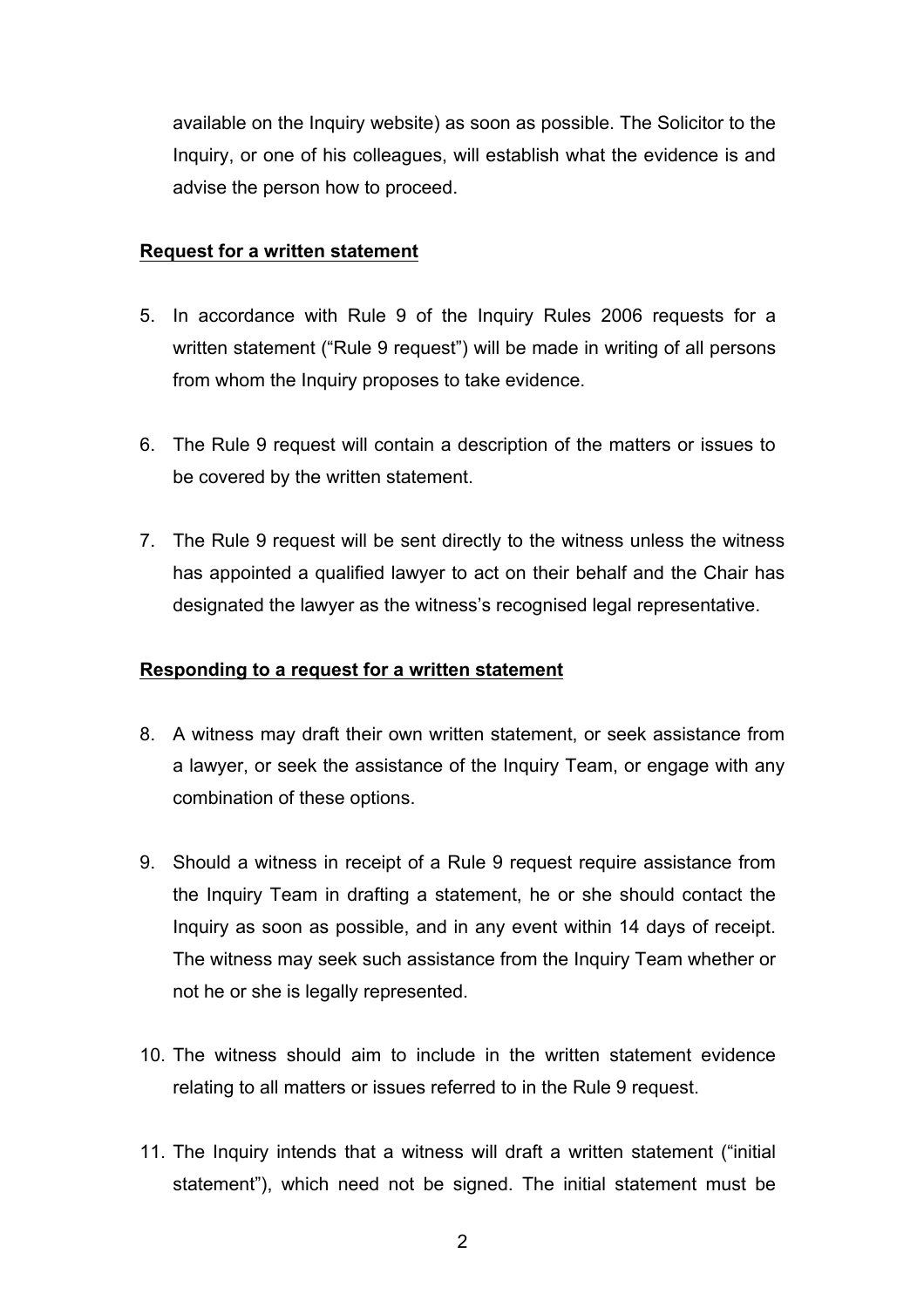available on the Inquiry website) as soon as possible. The Solicitor to the Inquiry, or one of his colleagues, will establish what the evidence is and advise the person how to proceed.

**Request for a written statement**

5. In accordance with Rule 9 of the Inquiry Rules 2006 requests for a written statement ("Rule 9 request") will be made in writing of all persons from whom the Inquiry proposes to take evidence.

6. The Rule 9 request will contain a description of the matters or issues to be covered by the written statement.

7. The Rule 9 request will be sent directly to the witness unless the witness has appointed a qualified lawyer to act on their behalf and the Chair has designated the lawyer as the witness's recognised legal representative.

**Responding to a request for a written statement**

8. A witness may draft their own written statement, or seek assistance from a lawyer, or seek the assistance of the Inquiry Team, or engage with any combination of these options.

9. Should a witness in receipt of a Rule 9 request require assistance from the Inquiry Team in drafting a statement, he or she should contact the Inquiry as soon as possible, and in any event within 14 days of receipt. The witness may seek such assistance from the Inquiry Team whether or not he or she is legally represented.

10. The witness should aim to include in the written statement evidence relating to all matters or issues referred to in the Rule 9 request.

11. The Inquiry intends that a witness will draft a written statement ("initial statement"), which need not be signed. The initial statement must be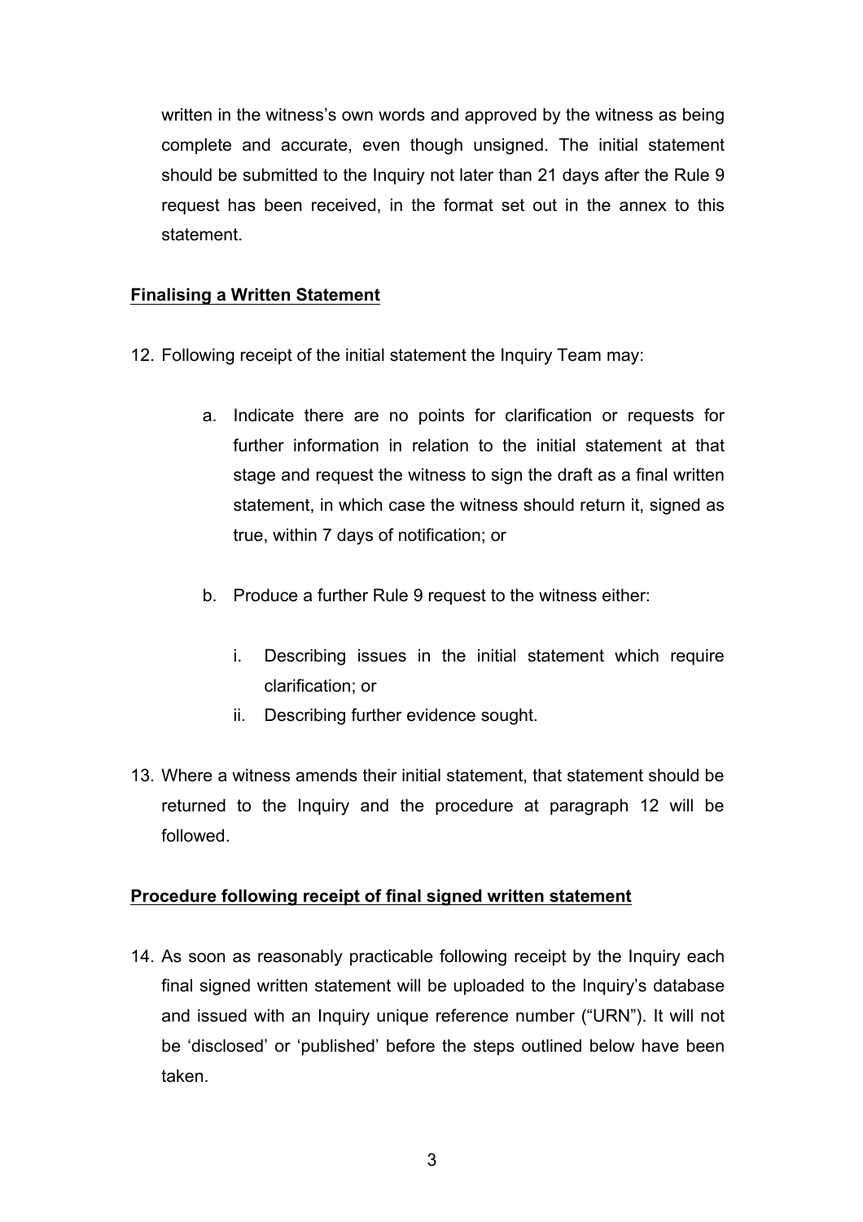written in the witness's own words and approved by the witness as being complete and accurate, even though unsigned. The initial statement should be submitted to the Inquiry not later than 21 days after the Rule 9 request has been received, in the format set out in the annex to this statement.

## Finalising a Written Statement

12. Following receipt of the initial statement the Inquiry Team may:

    a. Indicate there are no points for clarification or requests for further information in relation to the initial statement at that stage and request the witness to sign the draft as a final written statement, in which case the witness should return it, signed as true, within 7 days of notification; or

    b. Produce a further Rule 9 request to the witness either:

        i. Describing issues in the initial statement which require clarification; or
        ii. Describing further evidence sought.

13. Where a witness amends their initial statement, that statement should be returned to the Inquiry and the procedure at paragraph 12 will be followed.

## Procedure following receipt of final signed written statement

14. As soon as reasonably practicable following receipt by the Inquiry each final signed written statement will be uploaded to the Inquiry's database and issued with an Inquiry unique reference number ("URN"). It will not be 'disclosed' or 'published' before the steps outlined below have been taken.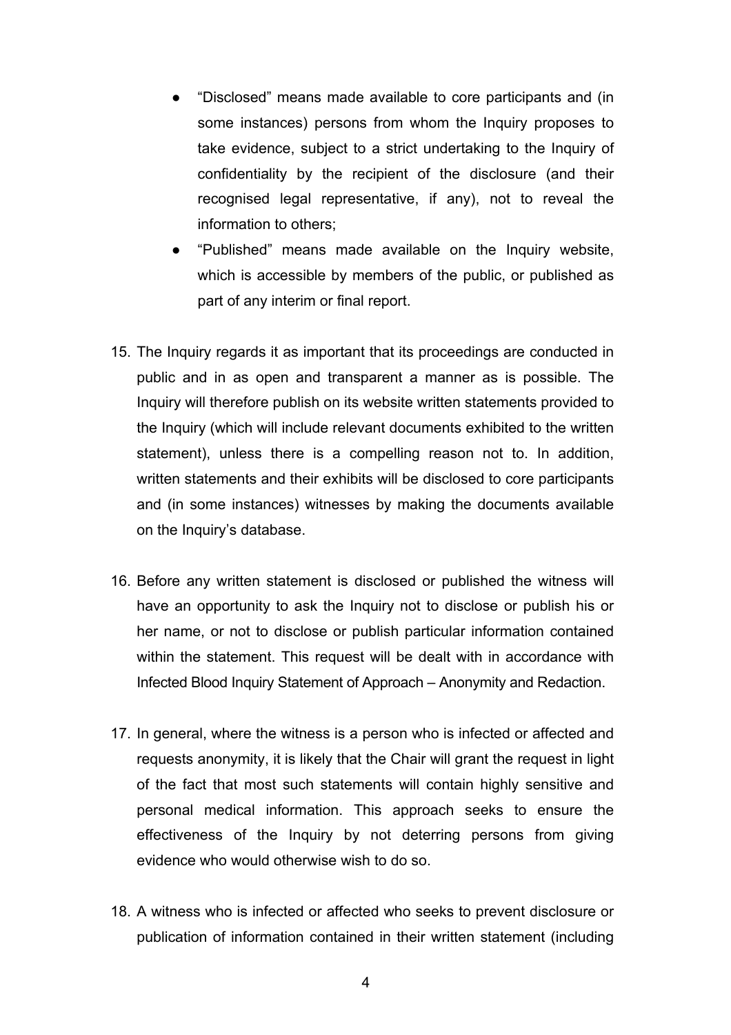- "Disclosed" means made available to core participants and (in some instances) persons from whom the Inquiry proposes to take evidence, subject to a strict undertaking to the Inquiry of confidentiality by the recipient of the disclosure (and their recognised legal representative, if any), not to reveal the information to others;
- "Published" means made available on the Inquiry website, which is accessible by members of the public, or published as part of any interim or final report.

15. The Inquiry regards it as important that its proceedings are conducted in public and in as open and transparent a manner as is possible. The Inquiry will therefore publish on its website written statements provided to the Inquiry (which will include relevant documents exhibited to the written statement), unless there is a compelling reason not to. In addition, written statements and their exhibits will be disclosed to core participants and (in some instances) witnesses by making the documents available on the Inquiry's database.

16. Before any written statement is disclosed or published the witness will have an opportunity to ask the Inquiry not to disclose or publish his or her name, or not to disclose or publish particular information contained within the statement. This request will be dealt with in accordance with Infected Blood Inquiry Statement of Approach – Anonymity and Redaction.

17. In general, where the witness is a person who is infected or affected and requests anonymity, it is likely that the Chair will grant the request in light of the fact that most such statements will contain highly sensitive and personal medical information. This approach seeks to ensure the effectiveness of the Inquiry by not deterring persons from giving evidence who would otherwise wish to do so.

18. A witness who is infected or affected who seeks to prevent disclosure or publication of information contained in their written statement (including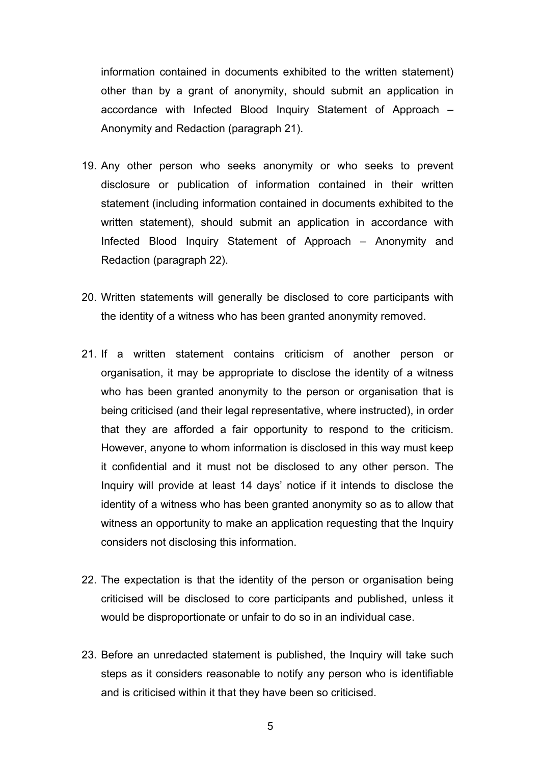information contained in documents exhibited to the written statement) other than by a grant of anonymity, should submit an application in accordance with Infected Blood Inquiry Statement of Approach – Anonymity and Redaction (paragraph 21).

19. Any other person who seeks anonymity or who seeks to prevent disclosure or publication of information contained in their written statement (including information contained in documents exhibited to the written statement), should submit an application in accordance with Infected Blood Inquiry Statement of Approach – Anonymity and Redaction (paragraph 22).

20. Written statements will generally be disclosed to core participants with the identity of a witness who has been granted anonymity removed.

21. If a written statement contains criticism of another person or organisation, it may be appropriate to disclose the identity of a witness who has been granted anonymity to the person or organisation that is being criticised (and their legal representative, where instructed), in order that they are afforded a fair opportunity to respond to the criticism. However, anyone to whom information is disclosed in this way must keep it confidential and it must not be disclosed to any other person. The Inquiry will provide at least 14 days' notice if it intends to disclose the identity of a witness who has been granted anonymity so as to allow that witness an opportunity to make an application requesting that the Inquiry considers not disclosing this information.

22. The expectation is that the identity of the person or organisation being criticised will be disclosed to core participants and published, unless it would be disproportionate or unfair to do so in an individual case.

23. Before an unredacted statement is published, the Inquiry will take such steps as it considers reasonable to notify any person who is identifiable and is criticised within it that they have been so criticised.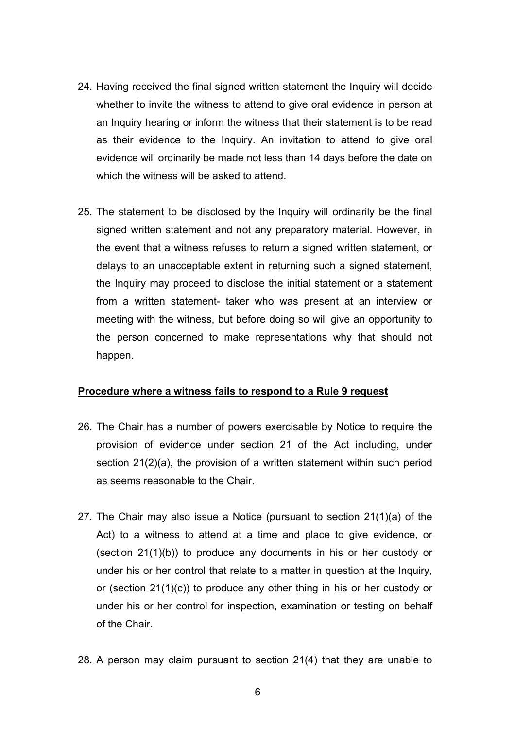24. Having received the final signed written statement the Inquiry will decide whether to invite the witness to attend to give oral evidence in person at an Inquiry hearing or inform the witness that their statement is to be read as their evidence to the Inquiry. An invitation to attend to give oral evidence will ordinarily be made not less than 14 days before the date on which the witness will be asked to attend.

25. The statement to be disclosed by the Inquiry will ordinarily be the final signed written statement and not any preparatory material. However, in the event that a witness refuses to return a signed written statement, or delays to an unacceptable extent in returning such a signed statement, the Inquiry may proceed to disclose the initial statement or a statement from a written statement- taker who was present at an interview or meeting with the witness, but before doing so will give an opportunity to the person concerned to make representations why that should not happen.

**Procedure where a witness fails to respond to a Rule 9 request**

26. The Chair has a number of powers exercisable by Notice to require the provision of evidence under section 21 of the Act including, under section 21(2)(a), the provision of a written statement within such period as seems reasonable to the Chair.

27. The Chair may also issue a Notice (pursuant to section 21(1)(a) of the Act) to a witness to attend at a time and place to give evidence, or (section 21(1)(b)) to produce any documents in his or her custody or under his or her control that relate to a matter in question at the Inquiry, or (section 21(1)(c)) to produce any other thing in his or her custody or under his or her control for inspection, examination or testing on behalf of the Chair.

28. A person may claim pursuant to section 21(4) that they are unable to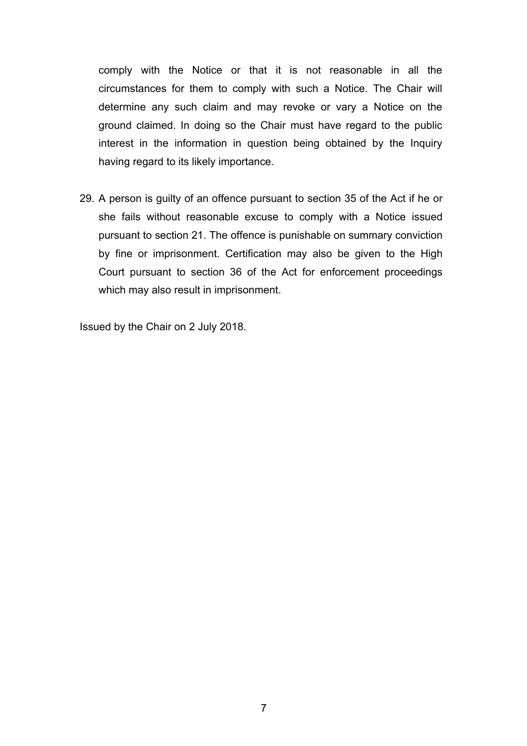comply with the Notice or that it is not reasonable in all the circumstances for them to comply with such a Notice. The Chair will determine any such claim and may revoke or vary a Notice on the ground claimed. In doing so the Chair must have regard to the public interest in the information in question being obtained by the Inquiry having regard to its likely importance.

29. A person is guilty of an offence pursuant to section 35 of the Act if he or she fails without reasonable excuse to comply with a Notice issued pursuant to section 21. The offence is punishable on summary conviction by fine or imprisonment. Certification may also be given to the High Court pursuant to section 36 of the Act for enforcement proceedings which may also result in imprisonment.

Issued by the Chair on 2 July 2018.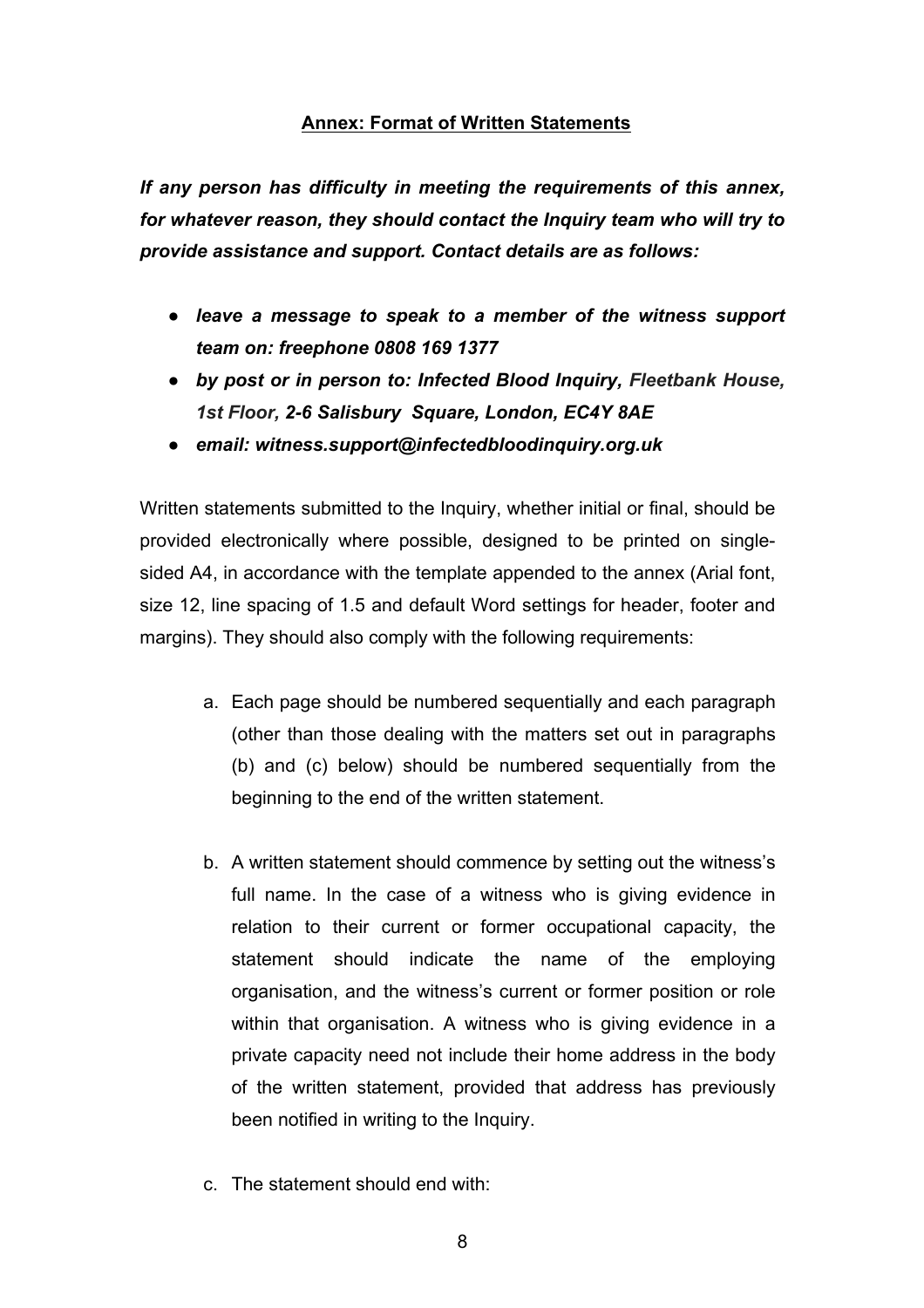**Annex: Format of Written Statements**

***If any person has difficulty in meeting the requirements of this annex, for whatever reason, they should contact the Inquiry team who will try to provide assistance and support. Contact details are as follows:***

- ***leave a message to speak to a member of the witness support team on: freephone 0808 169 1377***
- ***by post or in person to: Infected Blood Inquiry, Fleetbank House, 1st Floor, 2-6 Salisbury Square, London, EC4Y 8AE***
- ***email: witness.support@infectedbloodinquiry.org.uk***

Written statements submitted to the Inquiry, whether initial or final, should be provided electronically where possible, designed to be printed on single-sided A4, in accordance with the template appended to the annex (Arial font, size 12, line spacing of 1.5 and default Word settings for header, footer and margins). They should also comply with the following requirements:

a. Each page should be numbered sequentially and each paragraph (other than those dealing with the matters set out in paragraphs (b) and (c) below) should be numbered sequentially from the beginning to the end of the written statement.

b. A written statement should commence by setting out the witness's full name. In the case of a witness who is giving evidence in relation to their current or former occupational capacity, the statement should indicate the name of the employing organisation, and the witness's current or former position or role within that organisation. A witness who is giving evidence in a private capacity need not include their home address in the body of the written statement, provided that address has previously been notified in writing to the Inquiry.

c. The statement should end with: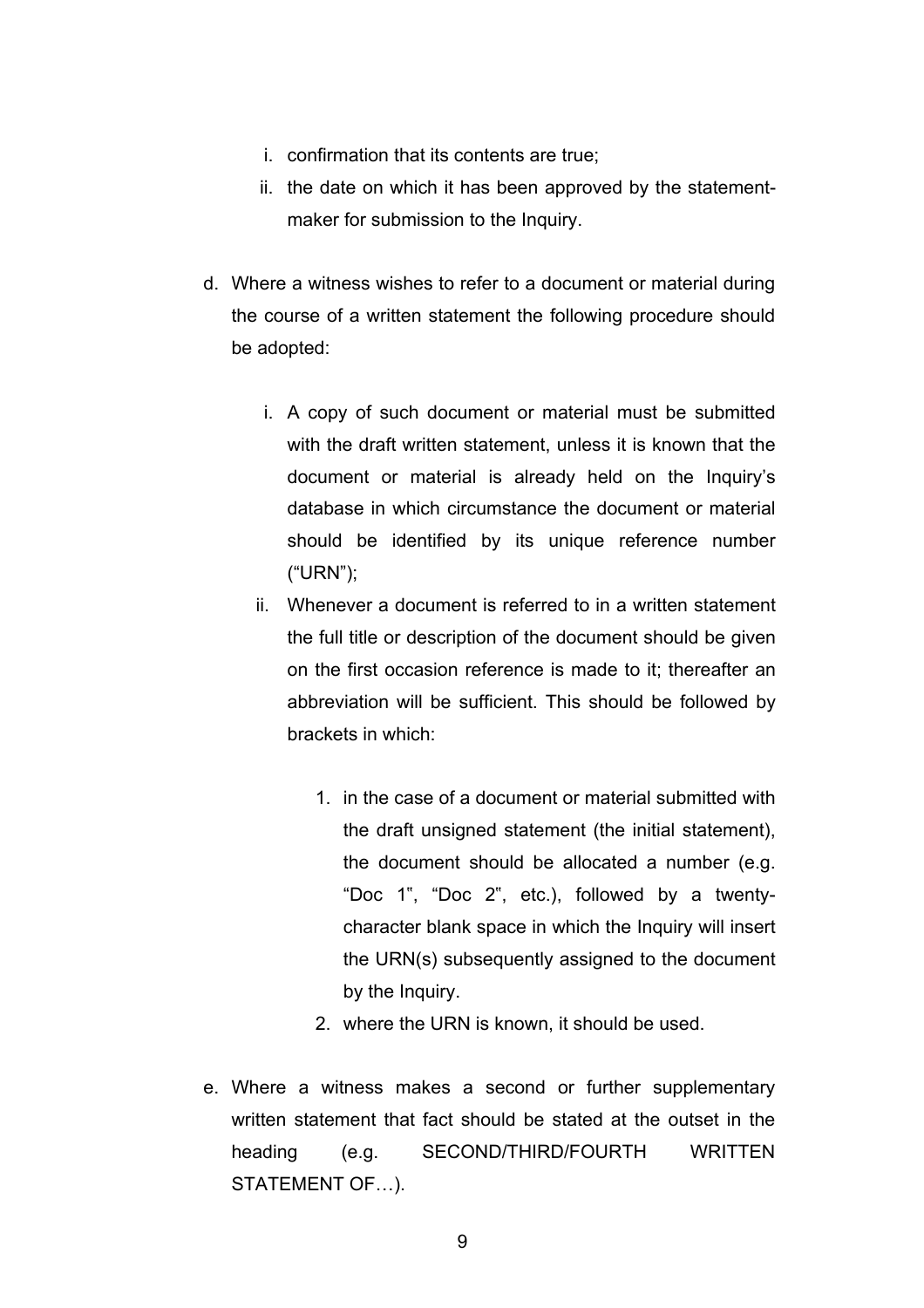i. confirmation that its contents are true;
   ii. the date on which it has been approved by the statement-maker for submission to the Inquiry.

d. Where a witness wishes to refer to a document or material during the course of a written statement the following procedure should be adopted:

   i. A copy of such document or material must be submitted with the draft written statement, unless it is known that the document or material is already held on the Inquiry's database in which circumstance the document or material should be identified by its unique reference number ("URN");
   ii. Whenever a document is referred to in a written statement the full title or description of the document should be given on the first occasion reference is made to it; thereafter an abbreviation will be sufficient. This should be followed by brackets in which:

      1. in the case of a document or material submitted with the draft unsigned statement (the initial statement), the document should be allocated a number (e.g. "Doc 1", "Doc 2", etc.), followed by a twenty-character blank space in which the Inquiry will insert the URN(s) subsequently assigned to the document by the Inquiry.
      2. where the URN is known, it should be used.

e. Where a witness makes a second or further supplementary written statement that fact should be stated at the outset in the heading (e.g. SECOND/THIRD/FOURTH WRITTEN STATEMENT OF…).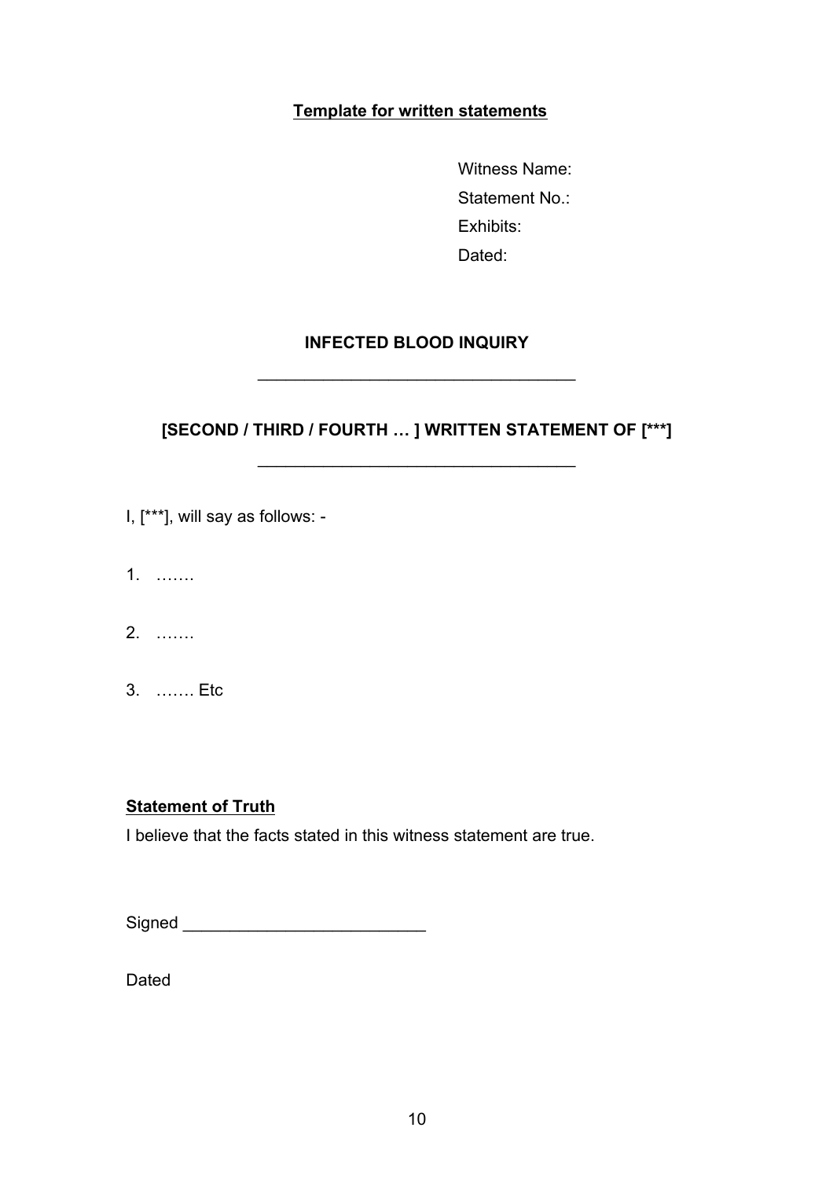**Template for written statements**

Witness Name:
Statement No.:
Exhibits:
Dated:

**INFECTED BLOOD INQUIRY**

---

**[SECOND / THIRD / FOURTH … ] WRITTEN STATEMENT OF [***]**

---

I, [***], will say as follows: -

1. …….

2. …….

3. ……. Etc

**Statement of Truth**

I believe that the facts stated in this witness statement are true.

Signed ___________________________

Dated